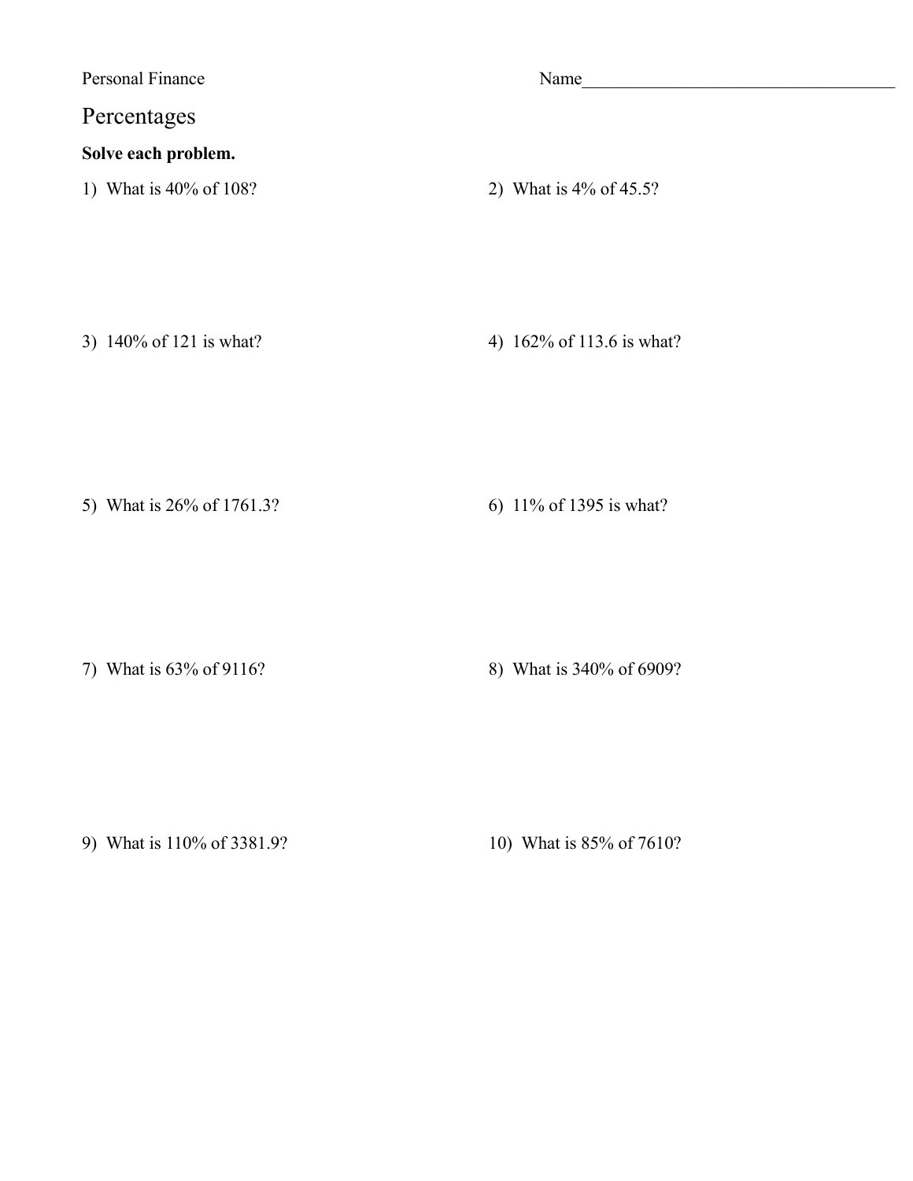Personal Finance Name____________________

# Percentages

**Solve each problem.**

1) What is 40% of 108?

2) What is 4% of 45.5?

3) 140% of 121 is what?

4) 162% of 113.6 is what?

5) What is 26% of 1761.3?

6) 11% of 1395 is what?

7) What is 63% of 9116?

8) What is 340% of 6909?

9) What is 110% of 3381.9?

10) What is 85% of 7610?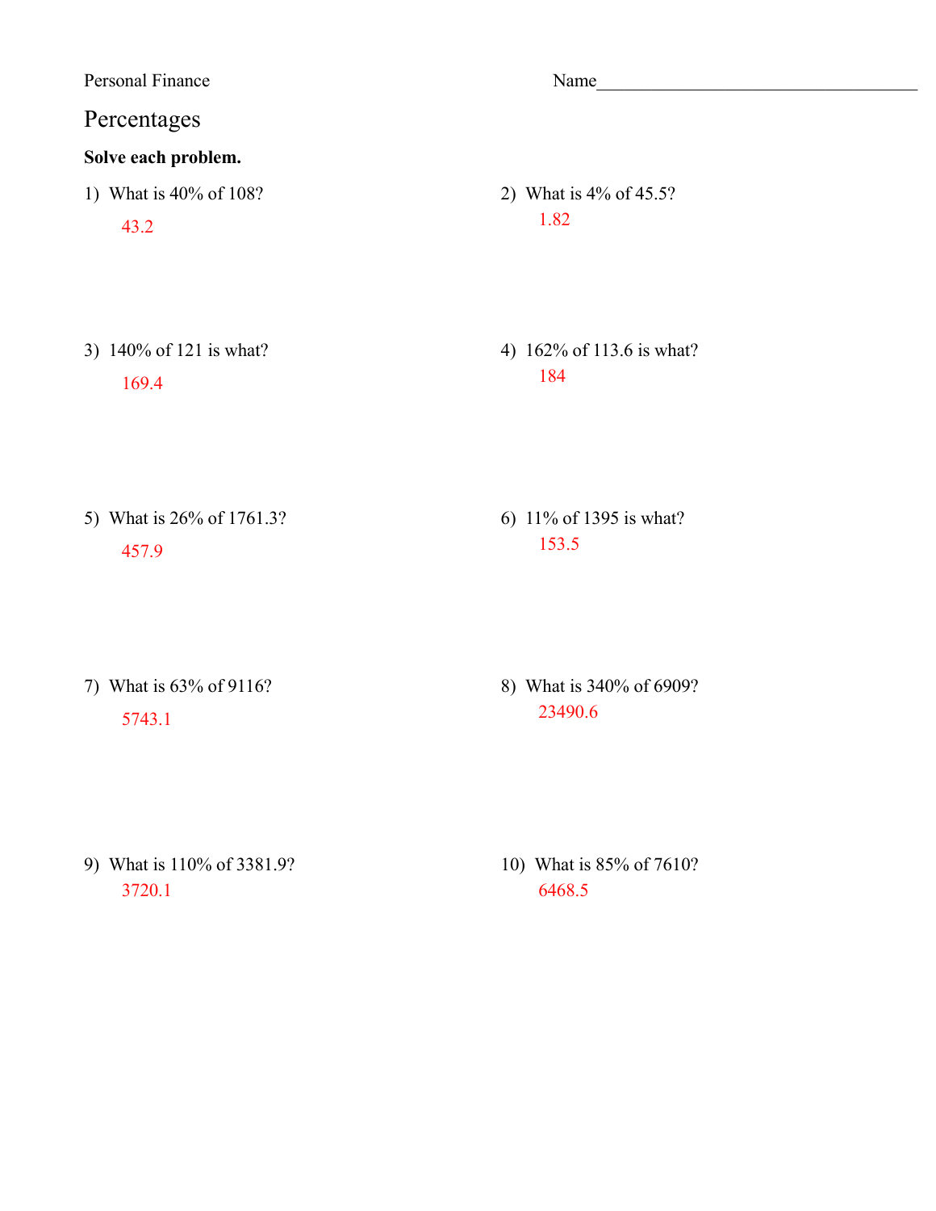Personal Finance

Name___________________________________

# Percentages

**Solve each problem.**

1) What is 40% of 108?

43.2

2) What is 4% of 45.5?

1.82

3) 140% of 121 is what?

169.4

4) 162% of 113.6 is what?

184

5) What is 26% of 1761.3?

457.9

6) 11% of 1395 is what?

153.5

7) What is 63% of 9116?

5743.1

8) What is 340% of 6909?

23490.6

9) What is 110% of 3381.9?

3720.1

10) What is 85% of 7610?

6468.5